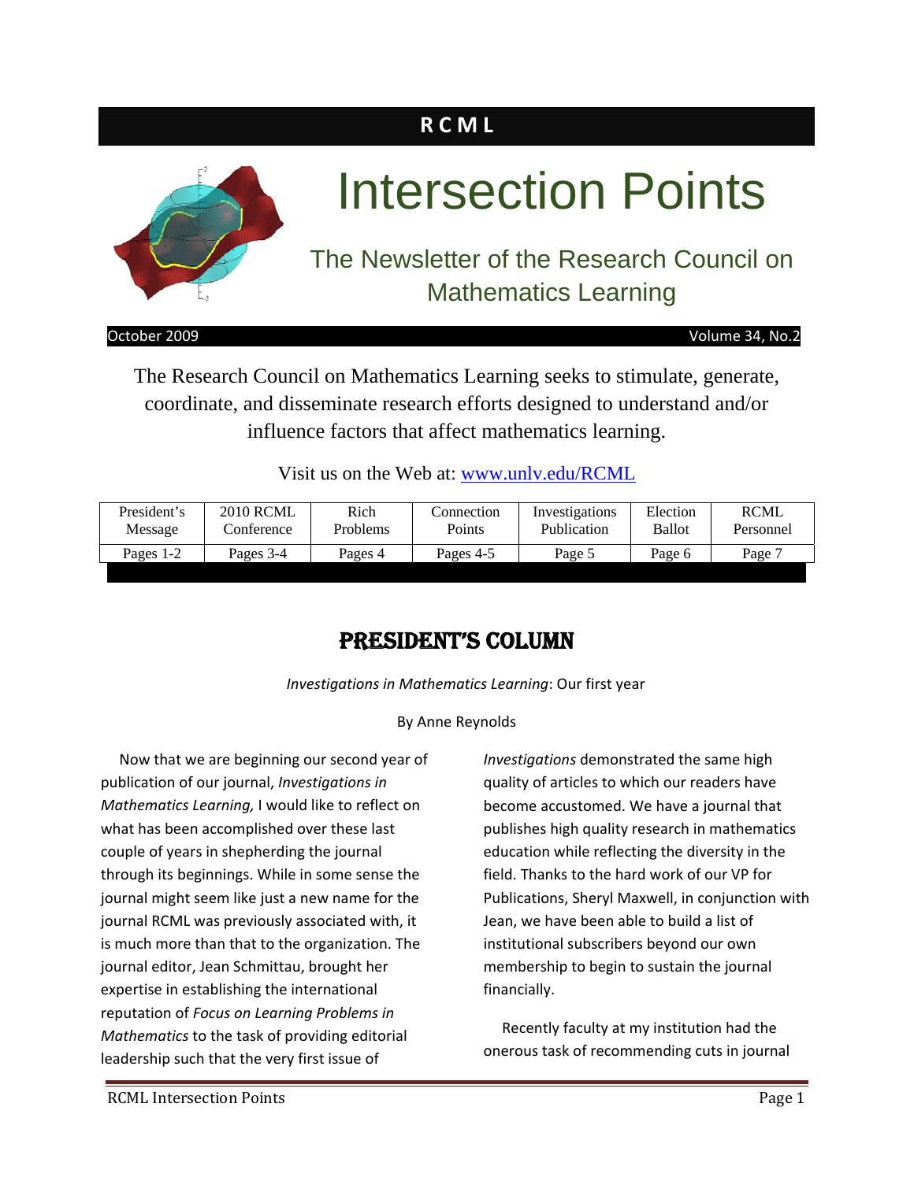**RCML**

# Intersection Points

## The Newsletter of the Research Council on Mathematics Learning

October 2009 Volume 34, No.2

The Research Council on Mathematics Learning seeks to stimulate, generate, coordinate, and disseminate research efforts designed to understand and/or influence factors that affect mathematics learning.

Visit us on the Web at: [www.unlv.edu/RCML](www.unlv.edu/RCML)

| President's Message | 2010 RCML Conference | Rich Problems | Connection Points | Investigations Publication | Election Ballot | RCML Personnel |
|---|---|---|---|---|---|---|
| Pages 1-2 | Pages 3-4 | Pages 4 | Pages 4-5 | Page 5 | Page 6 | Page 7 |

## PRESIDENT'S COLUMN

*Investigations in Mathematics Learning*: Our first year

By Anne Reynolds

Now that we are beginning our second year of publication of our journal, *Investigations in Mathematics Learning,* I would like to reflect on what has been accomplished over these last couple of years in shepherding the journal through its beginnings. While in some sense the journal might seem like just a new name for the journal RCML was previously associated with, it is much more than that to the organization. The journal editor, Jean Schmittau, brought her expertise in establishing the international reputation of *Focus on Learning Problems in Mathematics* to the task of providing editorial leadership such that the very first issue of *Investigations* demonstrated the same high quality of articles to which our readers have become accustomed. We have a journal that publishes high quality research in mathematics education while reflecting the diversity in the field. Thanks to the hard work of our VP for Publications, Sheryl Maxwell, in conjunction with Jean, we have been able to build a list of institutional subscribers beyond our own membership to begin to sustain the journal financially.

Recently faculty at my institution had the onerous task of recommending cuts in journal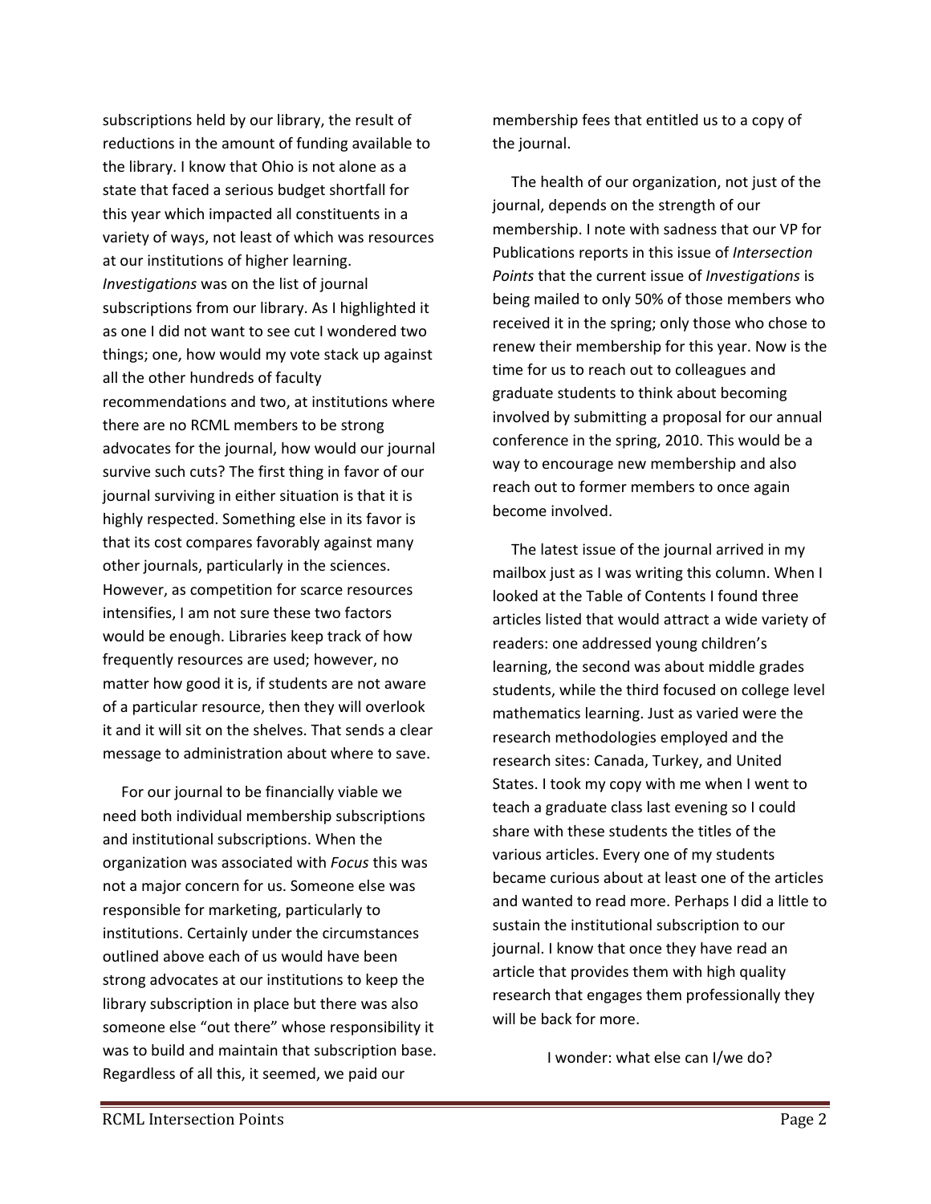subscriptions held by our library, the result of reductions in the amount of funding available to the library. I know that Ohio is not alone as a state that faced a serious budget shortfall for this year which impacted all constituents in a variety of ways, not least of which was resources at our institutions of higher learning. *Investigations* was on the list of journal subscriptions from our library. As I highlighted it as one I did not want to see cut I wondered two things; one, how would my vote stack up against all the other hundreds of faculty recommendations and two, at institutions where there are no RCML members to be strong advocates for the journal, how would our journal survive such cuts? The first thing in favor of our journal surviving in either situation is that it is highly respected. Something else in its favor is that its cost compares favorably against many other journals, particularly in the sciences. However, as competition for scarce resources intensifies, I am not sure these two factors would be enough. Libraries keep track of how frequently resources are used; however, no matter how good it is, if students are not aware of a particular resource, then they will overlook it and it will sit on the shelves. That sends a clear message to administration about where to save.

For our journal to be financially viable we need both individual membership subscriptions and institutional subscriptions. When the organization was associated with *Focus* this was not a major concern for us. Someone else was responsible for marketing, particularly to institutions. Certainly under the circumstances outlined above each of us would have been strong advocates at our institutions to keep the library subscription in place but there was also someone else "out there" whose responsibility it was to build and maintain that subscription base. Regardless of all this, it seemed, we paid our membership fees that entitled us to a copy of the journal.

The health of our organization, not just of the journal, depends on the strength of our membership. I note with sadness that our VP for Publications reports in this issue of *Intersection Points* that the current issue of *Investigations* is being mailed to only 50% of those members who received it in the spring; only those who chose to renew their membership for this year. Now is the time for us to reach out to colleagues and graduate students to think about becoming involved by submitting a proposal for our annual conference in the spring, 2010. This would be a way to encourage new membership and also reach out to former members to once again become involved.

The latest issue of the journal arrived in my mailbox just as I was writing this column. When I looked at the Table of Contents I found three articles listed that would attract a wide variety of readers: one addressed young children's learning, the second was about middle grades students, while the third focused on college level mathematics learning. Just as varied were the research methodologies employed and the research sites: Canada, Turkey, and United States. I took my copy with me when I went to teach a graduate class last evening so I could share with these students the titles of the various articles. Every one of my students became curious about at least one of the articles and wanted to read more. Perhaps I did a little to sustain the institutional subscription to our journal. I know that once they have read an article that provides them with high quality research that engages them professionally they will be back for more.

I wonder: what else can I/we do?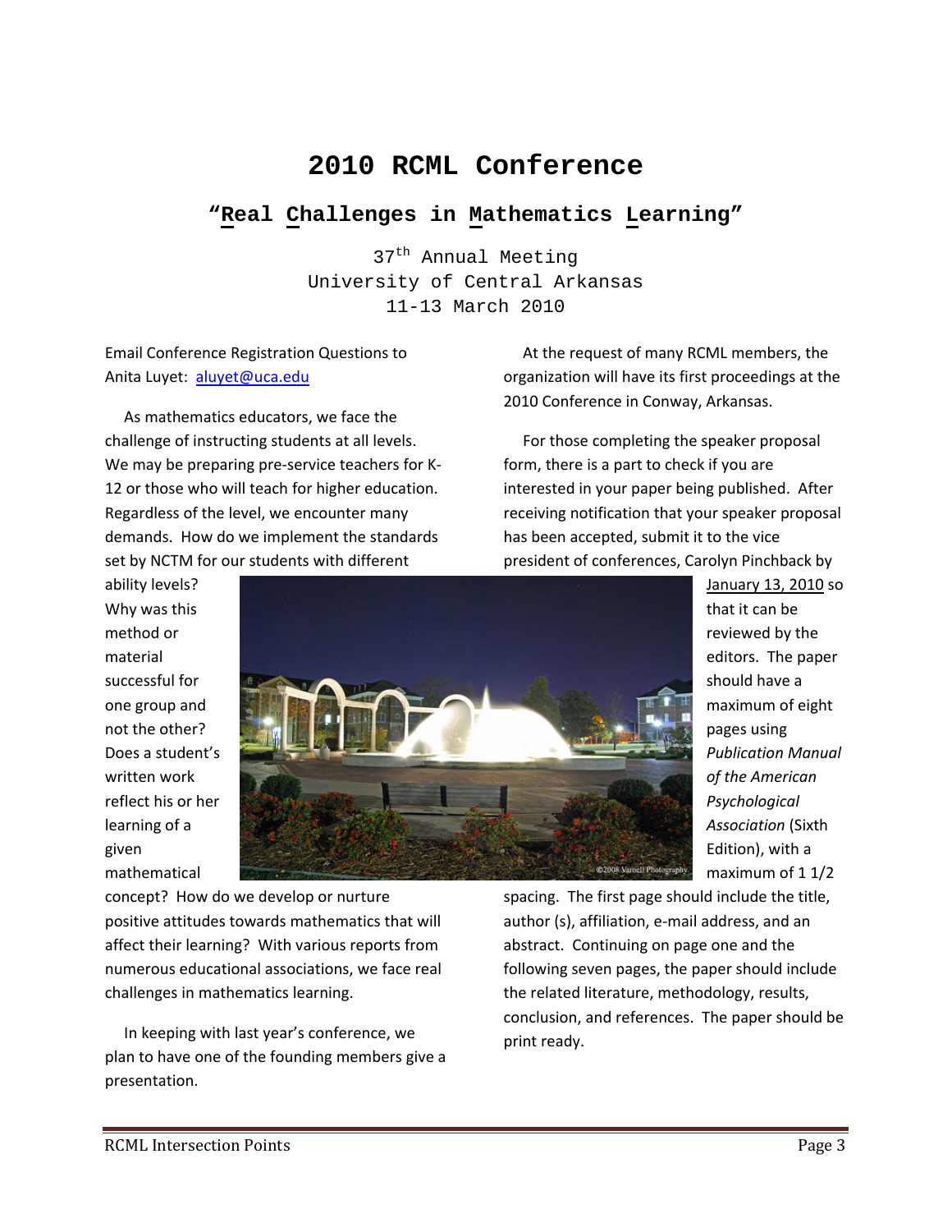# 2010 RCML Conference

## "Real Challenges in Mathematics Learning"

37th Annual Meeting
University of Central Arkansas
11-13 March 2010

Email Conference Registration Questions to Anita Luyet: aluyet@uca.edu

As mathematics educators, we face the challenge of instructing students at all levels. We may be preparing pre-service teachers for K-12 or those who will teach for higher education. Regardless of the level, we encounter many demands. How do we implement the standards set by NCTM for our students with different ability levels? Why was this method or material successful for one group and not the other? Does a student's written work reflect his or her learning of a given mathematical concept? How do we develop or nurture positive attitudes towards mathematics that will affect their learning? With various reports from numerous educational associations, we face real challenges in mathematics learning.

In keeping with last year's conference, we plan to have one of the founding members give a presentation.

At the request of many RCML members, the organization will have its first proceedings at the 2010 Conference in Conway, Arkansas.

For those completing the speaker proposal form, there is a part to check if you are interested in your paper being published. After receiving notification that your speaker proposal has been accepted, submit it to the vice president of conferences, Carolyn Pinchback by January 13, 2010 so that it can be reviewed by the editors. The paper should have a maximum of eight pages using *Publication Manual of the American Psychological Association* (Sixth Edition), with a maximum of 1 1/2 spacing. The first page should include the title, author (s), affiliation, e-mail address, and an abstract. Continuing on page one and the following seven pages, the paper should include the related literature, methodology, results, conclusion, and references. The paper should be print ready.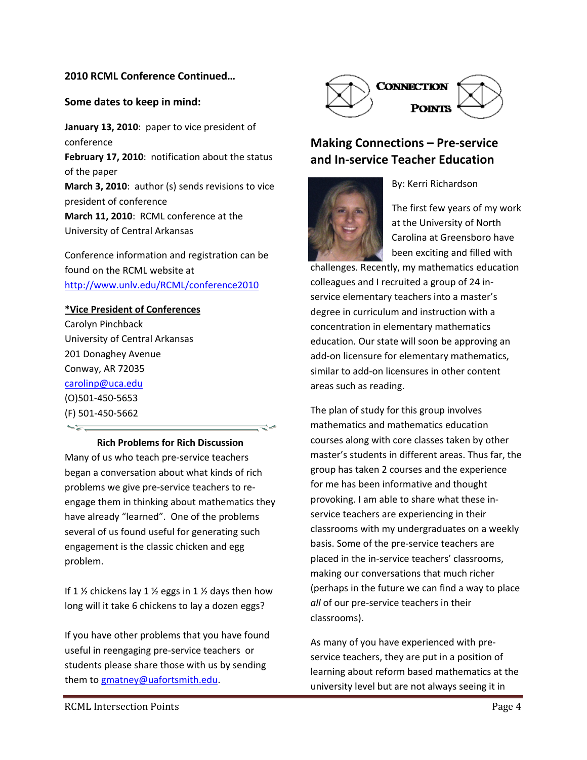**2010 RCML Conference Continued…**

**Some dates to keep in mind:**

**January 13, 2010**: paper to vice president of conference
**February 17, 2010**: notification about the status of the paper
**March 3, 2010**: author (s) sends revisions to vice president of conference
**March 11, 2010**: RCML conference at the University of Central Arkansas

Conference information and registration can be found on the RCML website at http://www.unlv.edu/RCML/conference2010

**\*Vice President of Conferences**
Carolyn Pinchback
University of Central Arkansas
201 Donaghey Avenue
Conway, AR 72035
carolinp@uca.edu
(O)501-450-5653
(F) 501-450-5662

### Rich Problems for Rich Discussion

Many of us who teach pre-service teachers began a conversation about what kinds of rich problems we give pre-service teachers to re-engage them in thinking about mathematics they have already "learned". One of the problems several of us found useful for generating such engagement is the classic chicken and egg problem.

If 1 ½ chickens lay 1 ½ eggs in 1 ½ days then how long will it take 6 chickens to lay a dozen eggs?

If you have other problems that you have found useful in reengaging pre-service teachers or students please share those with us by sending them to gmatney@uafortsmith.edu.

CONNECTION POINTS

## Making Connections – Pre-service and In-service Teacher Education

By: Kerri Richardson

The first few years of my work at the University of North Carolina at Greensboro have been exciting and filled with challenges. Recently, my mathematics education colleagues and I recruited a group of 24 in-service elementary teachers into a master's degree in curriculum and instruction with a concentration in elementary mathematics education. Our state will soon be approving an add-on licensure for elementary mathematics, similar to add-on licensures in other content areas such as reading.

The plan of study for this group involves mathematics and mathematics education courses along with core classes taken by other master's students in different areas. Thus far, the group has taken 2 courses and the experience for me has been informative and thought provoking. I am able to share what these in-service teachers are experiencing in their classrooms with my undergraduates on a weekly basis. Some of the pre-service teachers are placed in the in-service teachers' classrooms, making our conversations that much richer (perhaps in the future we can find a way to place *all* of our pre-service teachers in their classrooms).

As many of you have experienced with pre-service teachers, they are put in a position of learning about reform based mathematics at the university level but are not always seeing it in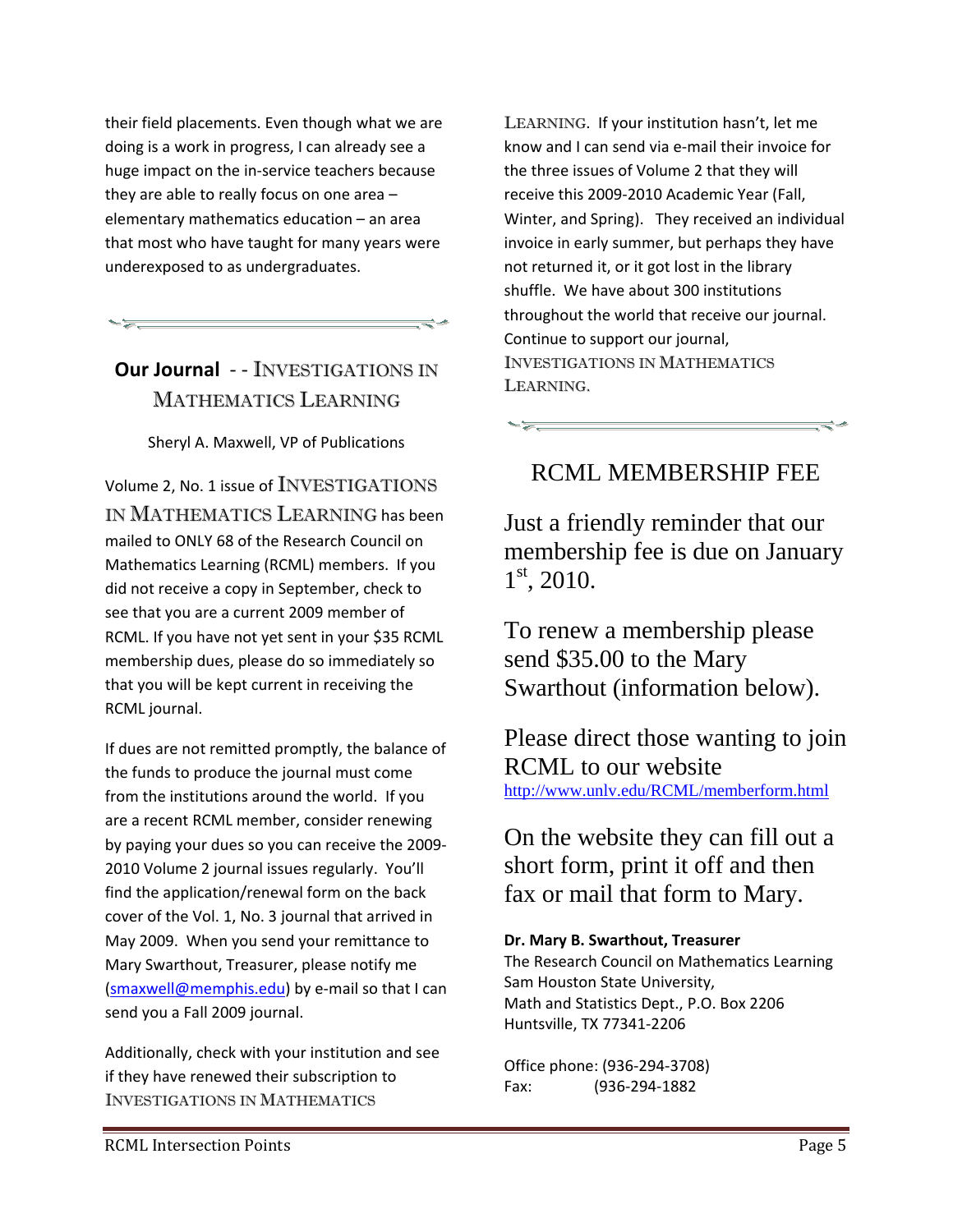their field placements. Even though what we are doing is a work in progress, I can already see a huge impact on the in-service teachers because they are able to really focus on one area – elementary mathematics education – an area that most who have taught for many years were underexposed to as undergraduates.

## Our Journal - - INVESTIGATIONS IN MATHEMATICS LEARNING

Sheryl A. Maxwell, VP of Publications

Volume 2, No. 1 issue of INVESTIGATIONS IN MATHEMATICS LEARNING has been mailed to ONLY 68 of the Research Council on Mathematics Learning (RCML) members. If you did not receive a copy in September, check to see that you are a current 2009 member of RCML. If you have not yet sent in your $35 RCML membership dues, please do so immediately so that you will be kept current in receiving the RCML journal.

If dues are not remitted promptly, the balance of the funds to produce the journal must come from the institutions around the world. If you are a recent RCML member, consider renewing by paying your dues so you can receive the 2009-2010 Volume 2 journal issues regularly. You'll find the application/renewal form on the back cover of the Vol. 1, No. 3 journal that arrived in May 2009. When you send your remittance to Mary Swarthout, Treasurer, please notify me (smaxwell@memphis.edu) by e-mail so that I can send you a Fall 2009 journal.

Additionally, check with your institution and see if they have renewed their subscription to INVESTIGATIONS IN MATHEMATICS LEARNING. If your institution hasn't, let me know and I can send via e-mail their invoice for the three issues of Volume 2 that they will receive this 2009-2010 Academic Year (Fall, Winter, and Spring). They received an individual invoice in early summer, but perhaps they have not returned it, or it got lost in the library shuffle. We have about 300 institutions throughout the world that receive our journal. Continue to support our journal, INVESTIGATIONS IN MATHEMATICS LEARNING.

## RCML MEMBERSHIP FEE

Just a friendly reminder that our membership fee is due on January 1st, 2010.

To renew a membership please send $35.00 to the Mary Swarthout (information below).

Please direct those wanting to join RCML to our website
http://www.unlv.edu/RCML/memberform.html

On the website they can fill out a short form, print it off and then fax or mail that form to Mary.

**Dr. Mary B. Swarthout, Treasurer**
The Research Council on Mathematics Learning
Sam Houston State University,
Math and Statistics Dept., P.O. Box 2206
Huntsville, TX 77341-2206

Office phone: (936-294-3708)
Fax: (936-294-1882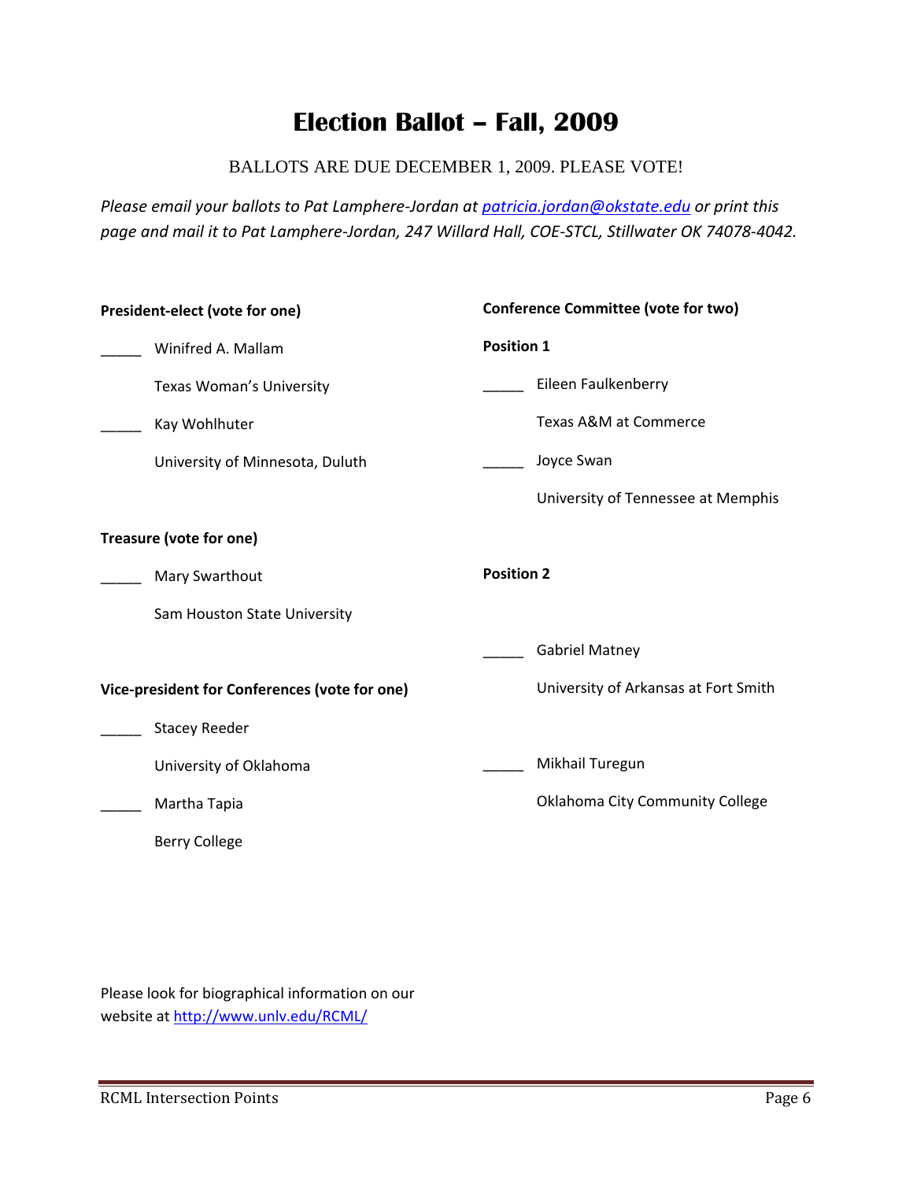# Election Ballot – Fall, 2009

BALLOTS ARE DUE DECEMBER 1, 2009. PLEASE VOTE!

*Please email your ballots to Pat Lamphere-Jordan at [patricia.jordan@okstate.edu](mailto:patricia.jordan@okstate.edu) or print this page and mail it to Pat Lamphere-Jordan, 247 Willard Hall, COE-STCL, Stillwater OK 74078-4042.*

**President-elect (vote for one)**

_____ Winifred A. Mallam

Texas Woman's University

_____ Kay Wohlhuter

University of Minnesota, Duluth

**Treasure (vote for one)**

_____ Mary Swarthout

Sam Houston State University

**Vice-president for Conferences (vote for one)**

_____ Stacey Reeder

University of Oklahoma

_____ Martha Tapia

Berry College

**Conference Committee (vote for two)**

**Position 1**

_____ Eileen Faulkenberry

Texas A&M at Commerce

_____ Joyce Swan

University of Tennessee at Memphis

**Position 2**

_____ Gabriel Matney

University of Arkansas at Fort Smith

_____ Mikhail Turegun

Oklahoma City Community College

Please look for biographical information on our website at [http://www.unlv.edu/RCML/](http://www.unlv.edu/RCML/)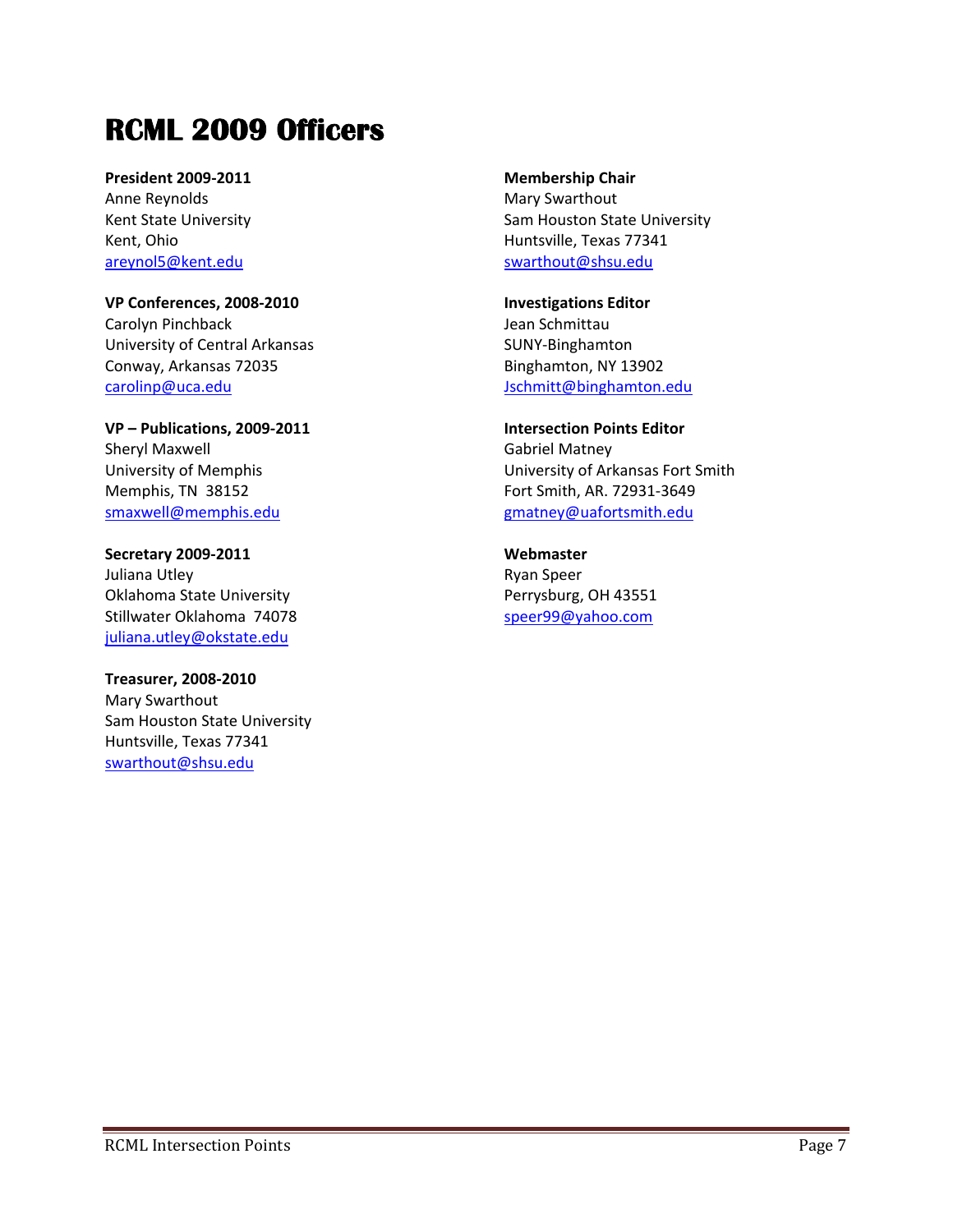# RCML 2009 Officers

**President 2009-2011**
Anne Reynolds
Kent State University
Kent, Ohio
areynol5@kent.edu

**VP Conferences, 2008-2010**
Carolyn Pinchback
University of Central Arkansas
Conway, Arkansas 72035
carolinp@uca.edu

**VP – Publications, 2009-2011**
Sheryl Maxwell
University of Memphis
Memphis, TN 38152
smaxwell@memphis.edu

**Secretary 2009-2011**
Juliana Utley
Oklahoma State University
Stillwater Oklahoma 74078
juliana.utley@okstate.edu

**Treasurer, 2008-2010**
Mary Swarthout
Sam Houston State University
Huntsville, Texas 77341
swarthout@shsu.edu

**Membership Chair**
Mary Swarthout
Sam Houston State University
Huntsville, Texas 77341
swarthout@shsu.edu

**Investigations Editor**
Jean Schmittau
SUNY-Binghamton
Binghamton, NY 13902
Jschmitt@binghamton.edu

**Intersection Points Editor**
Gabriel Matney
University of Arkansas Fort Smith
Fort Smith, AR. 72931-3649
gmatney@uafortsmith.edu

**Webmaster**
Ryan Speer
Perrysburg, OH 43551
speer99@yahoo.com